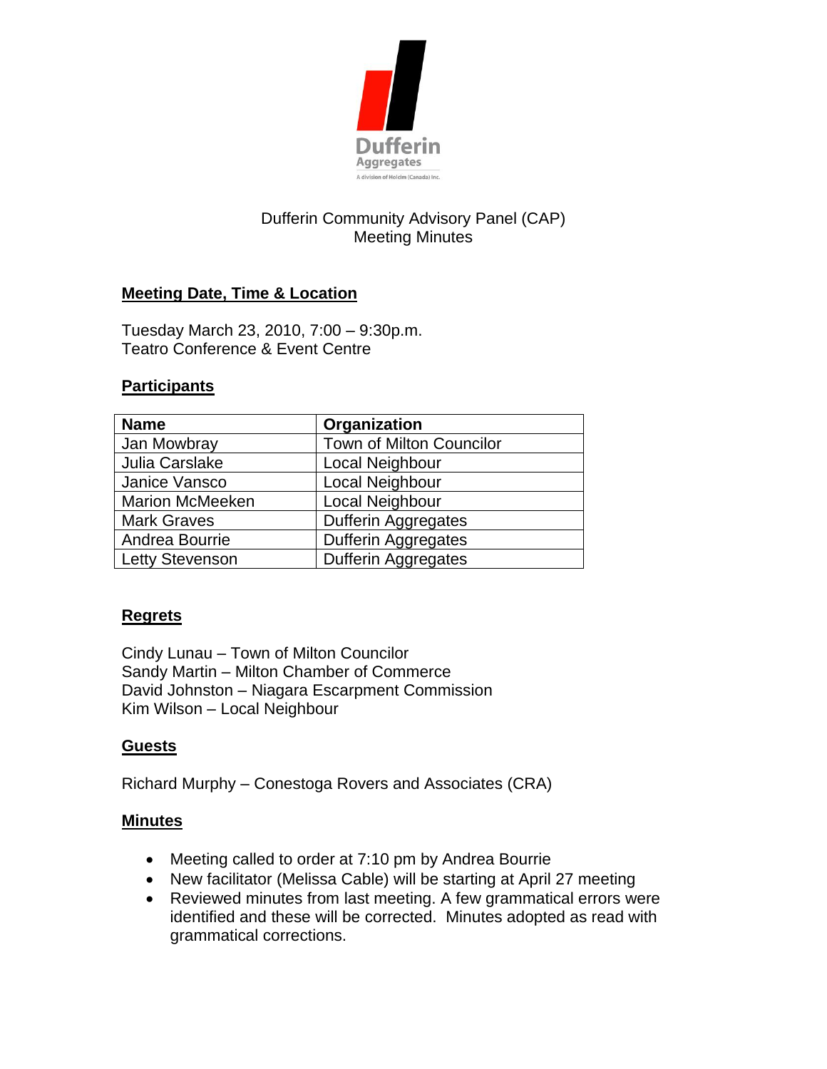Dufferin Aggregates

A division of Holcim (Canada) Inc.

Dufferin Community Advisory Panel (CAP)
Meeting Minutes

## Meeting Date, Time & Location

Tuesday March 23, 2010, 7:00 – 9:30p.m.
Teatro Conference & Event Centre

## Participants

| Name | Organization |
|---|---|
| Jan Mowbray | Town of Milton Councilor |
| Julia Carslake | Local Neighbour |
| Janice Vansco | Local Neighbour |
| Marion McMeeken | Local Neighbour |
| Mark Graves | Dufferin Aggregates |
| Andrea Bourrie | Dufferin Aggregates |
| Letty Stevenson | Dufferin Aggregates |

## Regrets

Cindy Lunau – Town of Milton Councilor
Sandy Martin – Milton Chamber of Commerce
David Johnston – Niagara Escarpment Commission
Kim Wilson – Local Neighbour

## Guests

Richard Murphy – Conestoga Rovers and Associates (CRA)

## Minutes

- Meeting called to order at 7:10 pm by Andrea Bourrie
- New facilitator (Melissa Cable) will be starting at April 27 meeting
- Reviewed minutes from last meeting. A few grammatical errors were identified and these will be corrected. Minutes adopted as read with grammatical corrections.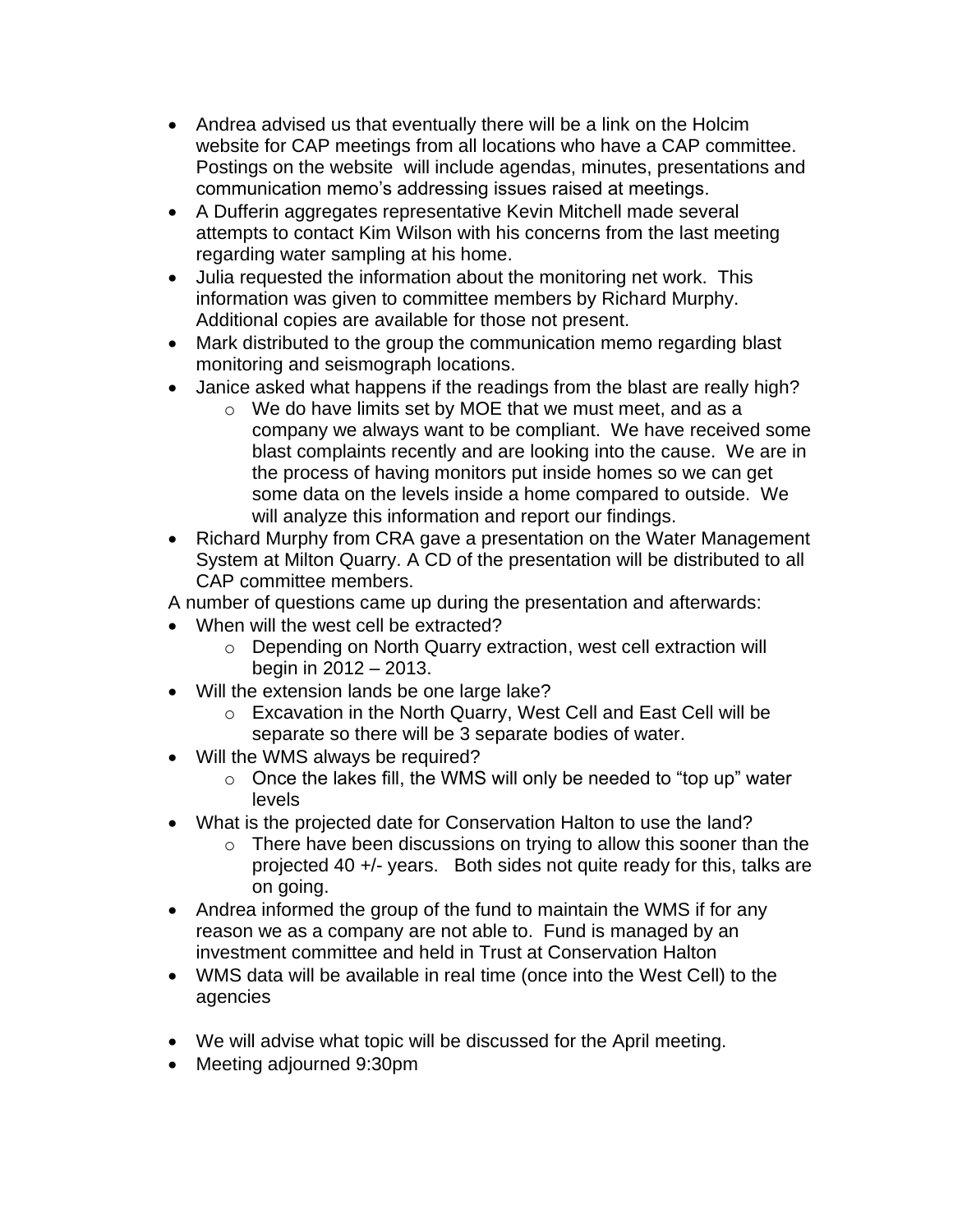- Andrea advised us that eventually there will be a link on the Holcim website for CAP meetings from all locations who have a CAP committee. Postings on the website will include agendas, minutes, presentations and communication memo's addressing issues raised at meetings.
- A Dufferin aggregates representative Kevin Mitchell made several attempts to contact Kim Wilson with his concerns from the last meeting regarding water sampling at his home.
- Julia requested the information about the monitoring net work. This information was given to committee members by Richard Murphy. Additional copies are available for those not present.
- Mark distributed to the group the communication memo regarding blast monitoring and seismograph locations.
- Janice asked what happens if the readings from the blast are really high?
  - We do have limits set by MOE that we must meet, and as a company we always want to be compliant. We have received some blast complaints recently and are looking into the cause. We are in the process of having monitors put inside homes so we can get some data on the levels inside a home compared to outside. We will analyze this information and report our findings.
- Richard Murphy from CRA gave a presentation on the Water Management System at Milton Quarry. A CD of the presentation will be distributed to all CAP committee members.

A number of questions came up during the presentation and afterwards:

- When will the west cell be extracted?
  - Depending on North Quarry extraction, west cell extraction will begin in 2012 – 2013.
- Will the extension lands be one large lake?
  - Excavation in the North Quarry, West Cell and East Cell will be separate so there will be 3 separate bodies of water.
- Will the WMS always be required?
  - Once the lakes fill, the WMS will only be needed to "top up" water levels
- What is the projected date for Conservation Halton to use the land?
  - There have been discussions on trying to allow this sooner than the projected 40 +/- years. Both sides not quite ready for this, talks are on going.
- Andrea informed the group of the fund to maintain the WMS if for any reason we as a company are not able to. Fund is managed by an investment committee and held in Trust at Conservation Halton
- WMS data will be available in real time (once into the West Cell) to the agencies

- We will advise what topic will be discussed for the April meeting.
- Meeting adjourned 9:30pm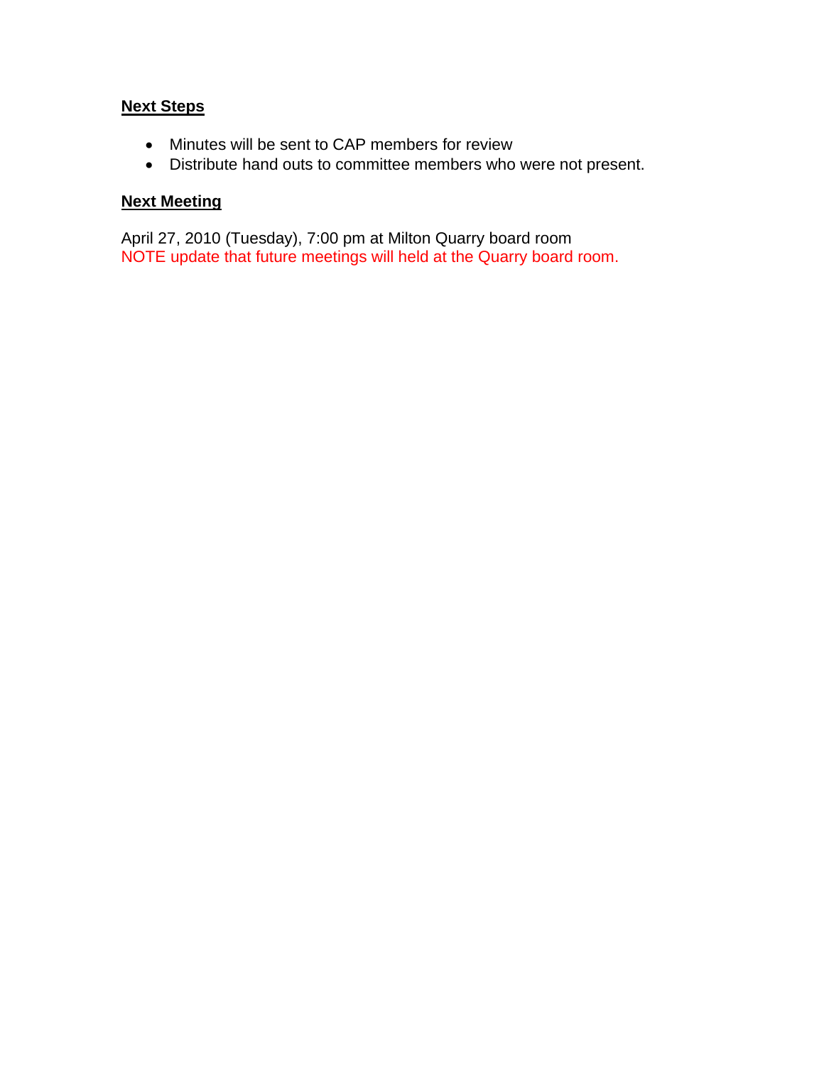**Next Steps**

- Minutes will be sent to CAP members for review
- Distribute hand outs to committee members who were not present.

**Next Meeting**

April 27, 2010 (Tuesday), 7:00 pm at Milton Quarry board room
NOTE update that future meetings will held at the Quarry board room.